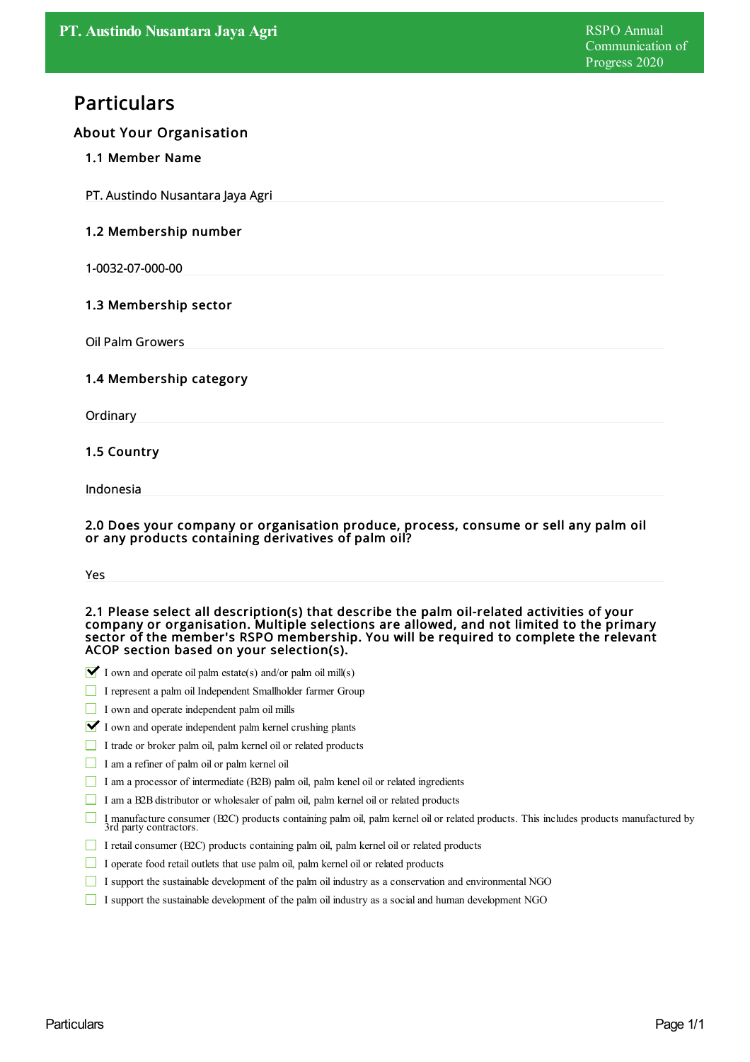# Particulars

## About Your Organisation

### 1.1 Member Name

PT. Austindo Nusantara Jaya Agri

### 1.2 Membership number

1-0032-07-000-00

### 1.3 Membership sector

Oil Palm Growers

### 1.4 Membership category

Ordinary

### 1.5 Country

Indonesia

### 2.0 Does your company or organisation produce, process, consume or sell any palm oil or any products containing derivatives of palm oil?

Yes

### 2.1 Please select all description(s) that describe the palm oil-related activities of your company or organisation. Multiple selections are allowed, and not limited to the primary sector of the member's RSPO membership. You will be required to complete the relevant ACOP section based on your selection(s).

- [x] I own and operate oil palm estate(s) and/or palm oil mill(s)
- [ ] I represent a palm oil Independent Smallholder farmer Group
- [ ] I own and operate independent palm oil mills
- [x] I own and operate independent palm kernel crushing plants
- [ ] I trade or broker palm oil, palm kernel oil or related products
- [ ] I am a refiner of palm oil or palm kernel oil
- [ ] I am a processor of intermediate (B2B) palm oil, palm kenel oil or related ingredients
- [ ] I am a B2B distributor or wholesaler of palm oil, palm kernel oil or related products
- [ ] I manufacture consumer (B2C) products containing palm oil, palm kernel oil or related products. This includes products manufactured by 3rd party contractors.
- [ ] I retail consumer (B2C) products containing palm oil, palm kernel oil or related products
- [ ] I operate food retail outlets that use palm oil, palm kernel oil or related products
- [ ] I support the sustainable development of the palm oil industry as a conservation and environmental NGO
- [ ] I support the sustainable development of the palm oil industry as a social and human development NGO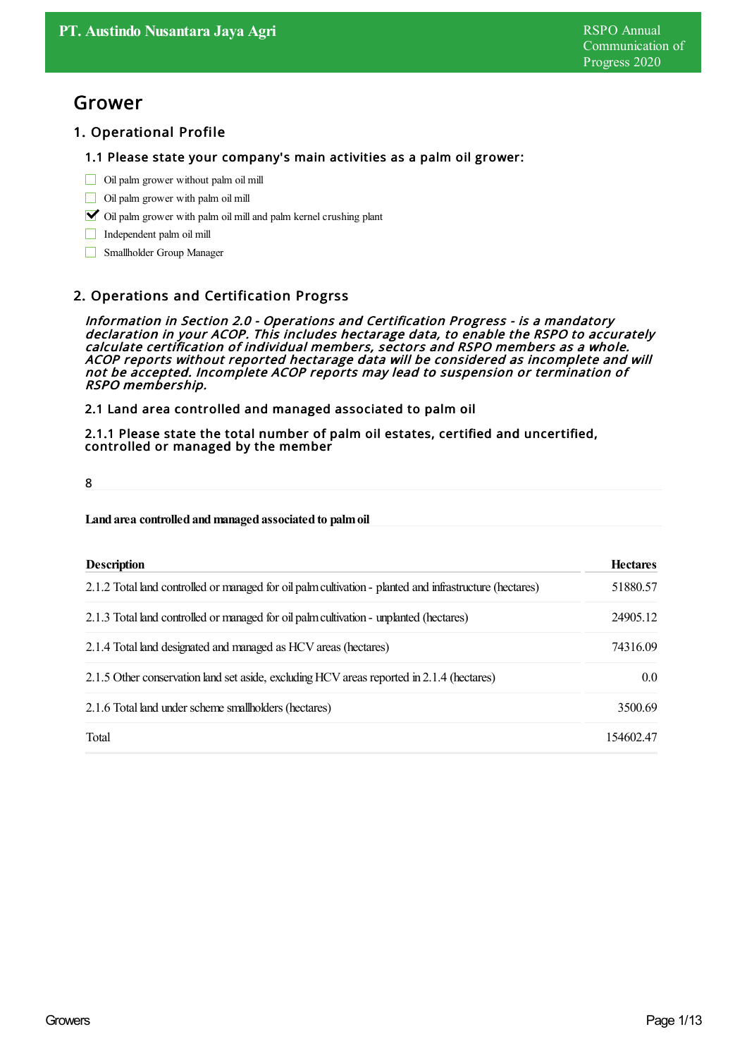# Grower

## 1. Operational Profile

### 1.1 Please state your company's main activities as a palm oil grower:

- [ ] Oil palm grower without palm oil mill
- [ ] Oil palm grower with palm oil mill
- [x] Oil palm grower with palm oil mill and palm kernel crushing plant
- [ ] Independent palm oil mill
- [ ] Smallholder Group Manager

## 2. Operations and Certification Progrss

*Information in Section 2.0 - Operations and Certification Progress - is a mandatory declaration in your ACOP. This includes hectarage data, to enable the RSPO to accurately calculate certification of individual members, sectors and RSPO members as a whole. ACOP reports without reported hectarage data will be considered as incomplete and will not be accepted. Incomplete ACOP reports may lead to suspension or termination of RSPO membership.*

### 2.1 Land area controlled and managed associated to palm oil

### 2.1.1 Please state the total number of palm oil estates, certified and uncertified, controlled or managed by the member

8

**Land area controlled and managed associated to palm oil**

| Description | Hectares |
|---|---|
| 2.1.2 Total land controlled or managed for oil palm cultivation - planted and infrastructure (hectares) | 51880.57 |
| 2.1.3 Total land controlled or managed for oil palm cultivation - unplanted (hectares) | 24905.12 |
| 2.1.4 Total land designated and managed as HCV areas (hectares) | 74316.09 |
| 2.1.5 Other conservation land set aside, excluding HCV areas reported in 2.1.4 (hectares) | 0.0 |
| 2.1.6 Total land under scheme smallholders (hectares) | 3500.69 |
| Total | 154602.47 |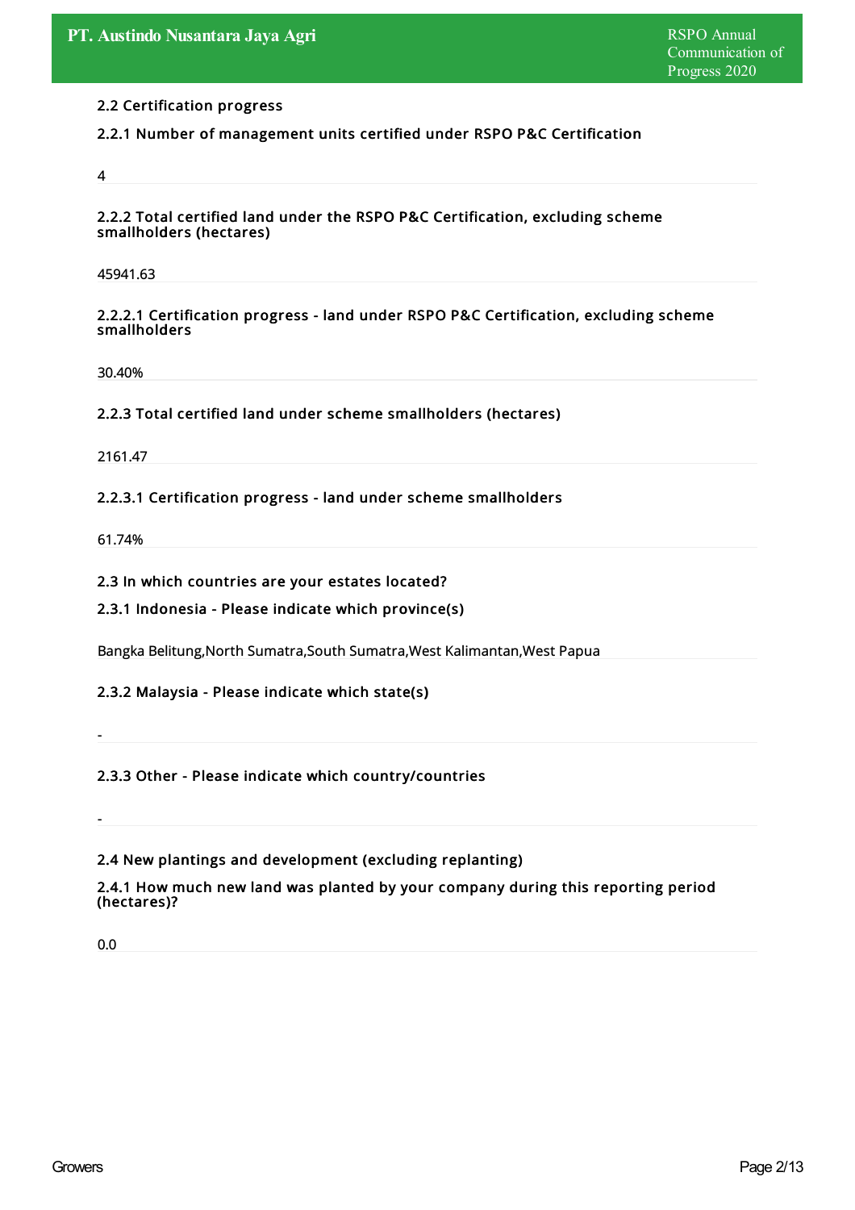### 2.2 Certification progress

#### 2.2.1 Number of management units certified under RSPO P&C Certification

4

#### 2.2.2 Total certified land under the RSPO P&C Certification, excluding scheme smallholders (hectares)

45941.63

#### 2.2.2.1 Certification progress - land under RSPO P&C Certification, excluding scheme smallholders

30.40%

#### 2.2.3 Total certified land under scheme smallholders (hectares)

2161.47

#### 2.2.3.1 Certification progress - land under scheme smallholders

61.74%

### 2.3 In which countries are your estates located?

#### 2.3.1 Indonesia - Please indicate which province(s)

Bangka Belitung,North Sumatra,South Sumatra,West Kalimantan,West Papua

#### 2.3.2 Malaysia - Please indicate which state(s)

-

#### 2.3.3 Other - Please indicate which country/countries

-

### 2.4 New plantings and development (excluding replanting)

#### 2.4.1 How much new land was planted by your company during this reporting period (hectares)?

0.0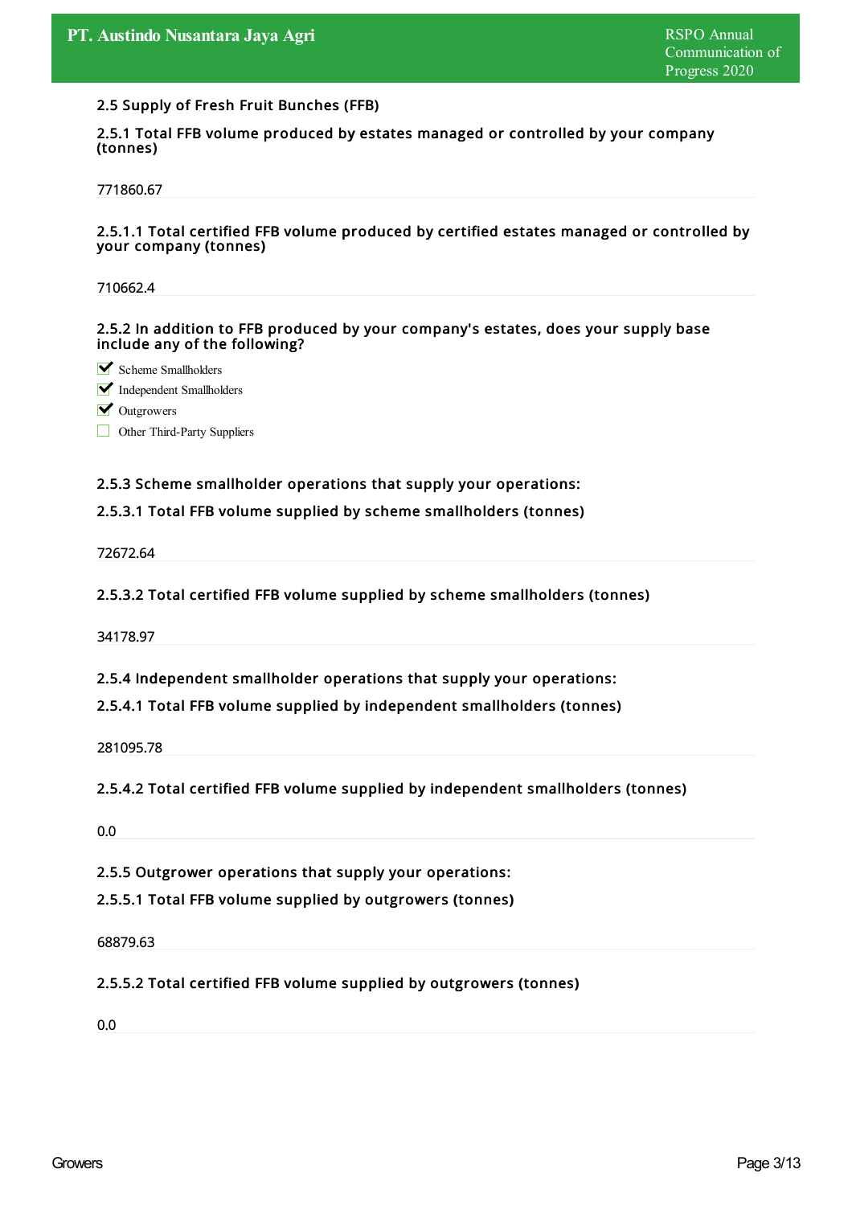## 2.5 Supply of Fresh Fruit Bunches (FFB)

### 2.5.1 Total FFB volume produced by estates managed or controlled by your company (tonnes)

771860.67

### 2.5.1.1 Total certified FFB volume produced by certified estates managed or controlled by your company (tonnes)

710662.4

### 2.5.2 In addition to FFB produced by your company's estates, does your supply base include any of the following?

- [x] Scheme Smallholders
- [x] Independent Smallholders
- [x] Outgrowers
- [ ] Other Third-Party Suppliers

### 2.5.3 Scheme smallholder operations that supply your operations:

### 2.5.3.1 Total FFB volume supplied by scheme smallholders (tonnes)

72672.64

### 2.5.3.2 Total certified FFB volume supplied by scheme smallholders (tonnes)

34178.97

### 2.5.4 Independent smallholder operations that supply your operations:

### 2.5.4.1 Total FFB volume supplied by independent smallholders (tonnes)

281095.78

### 2.5.4.2 Total certified FFB volume supplied by independent smallholders (tonnes)

0.0

### 2.5.5 Outgrower operations that supply your operations:

### 2.5.5.1 Total FFB volume supplied by outgrowers (tonnes)

68879.63

### 2.5.5.2 Total certified FFB volume supplied by outgrowers (tonnes)

0.0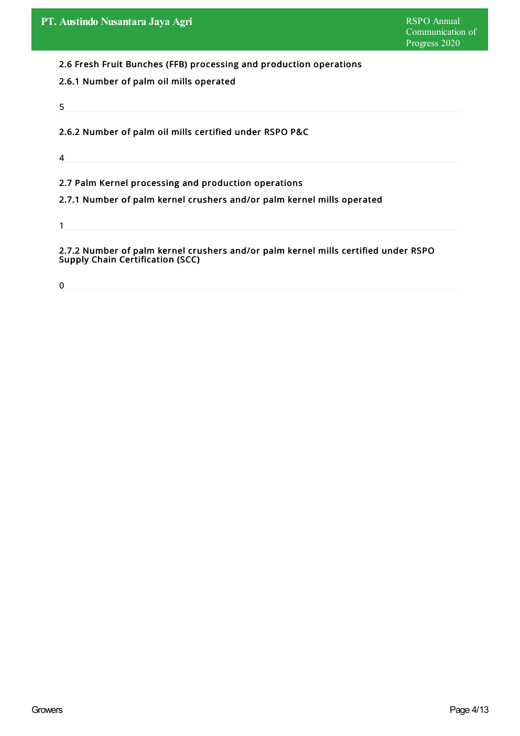### 2.6 Fresh Fruit Bunches (FFB) processing and production operations

#### 2.6.1 Number of palm oil mills operated

5

#### 2.6.2 Number of palm oil mills certified under RSPO P&C

4

### 2.7 Palm Kernel processing and production operations

#### 2.7.1 Number of palm kernel crushers and/or palm kernel mills operated

1

#### 2.7.2 Number of palm kernel crushers and/or palm kernel mills certified under RSPO Supply Chain Certification (SCC)

0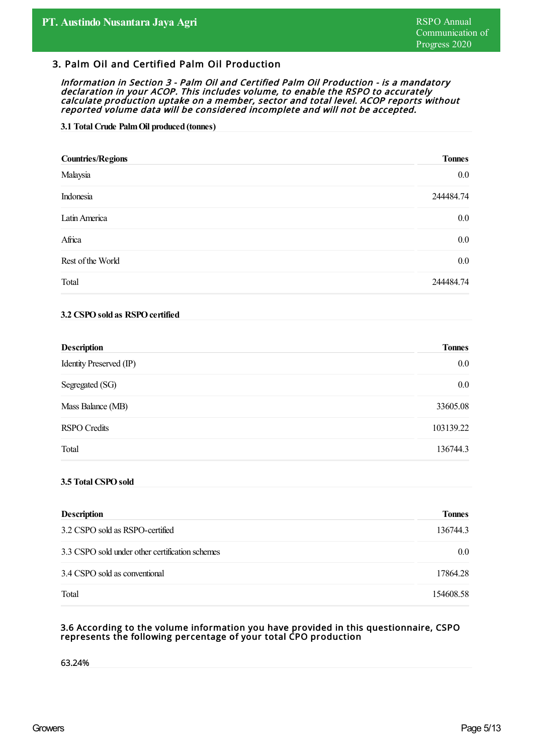## 3. Palm Oil and Certified Palm Oil Production

***Information in Section 3 - Palm Oil and Certified Palm Oil Production - is a mandatory declaration in your ACOP. This includes volume, to enable the RSPO to accurately calculate production uptake on a member, sector and total level. ACOP reports without reported volume data will be considered incomplete and will not be accepted.***

**3.1 Total Crude Palm Oil produced (tonnes)**

| Countries/Regions | Tonnes |
|---|---|
| Malaysia | 0.0 |
| Indonesia | 244484.74 |
| Latin America | 0.0 |
| Africa | 0.0 |
| Rest of the World | 0.0 |
| Total | 244484.74 |

**3.2 CSPO sold as RSPO certified**

| Description | Tonnes |
|---|---|
| Identity Preserved (IP) | 0.0 |
| Segregated (SG) | 0.0 |
| Mass Balance (MB) | 33605.08 |
| RSPO Credits | 103139.22 |
| Total | 136744.3 |

**3.5 Total CSPO sold**

| Description | Tonnes |
|---|---|
| 3.2 CSPO sold as RSPO-certified | 136744.3 |
| 3.3 CSPO sold under other certification schemes | 0.0 |
| 3.4 CSPO sold as conventional | 17864.28 |
| Total | 154608.58 |

**3.6 According to the volume information you have provided in this questionnaire, CSPO represents the following percentage of your total CPO production**

63.24%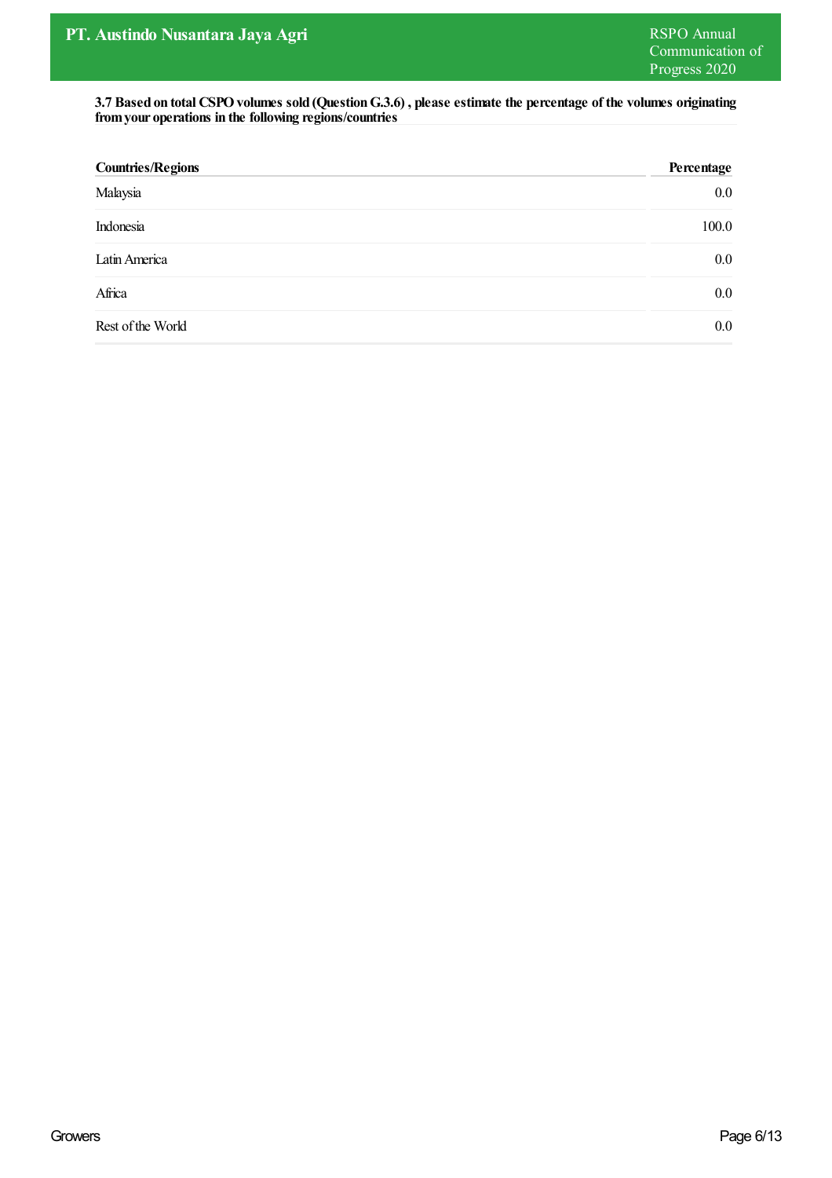**3.7 Based on total CSPO volumes sold (Question G.3.6) , please estimate the percentage of the volumes originating from your operations in the following regions/countries**

| Countries/Regions | Percentage |
|---|---|
| Malaysia | 0.0 |
| Indonesia | 100.0 |
| Latin America | 0.0 |
| Africa | 0.0 |
| Rest of the World | 0.0 |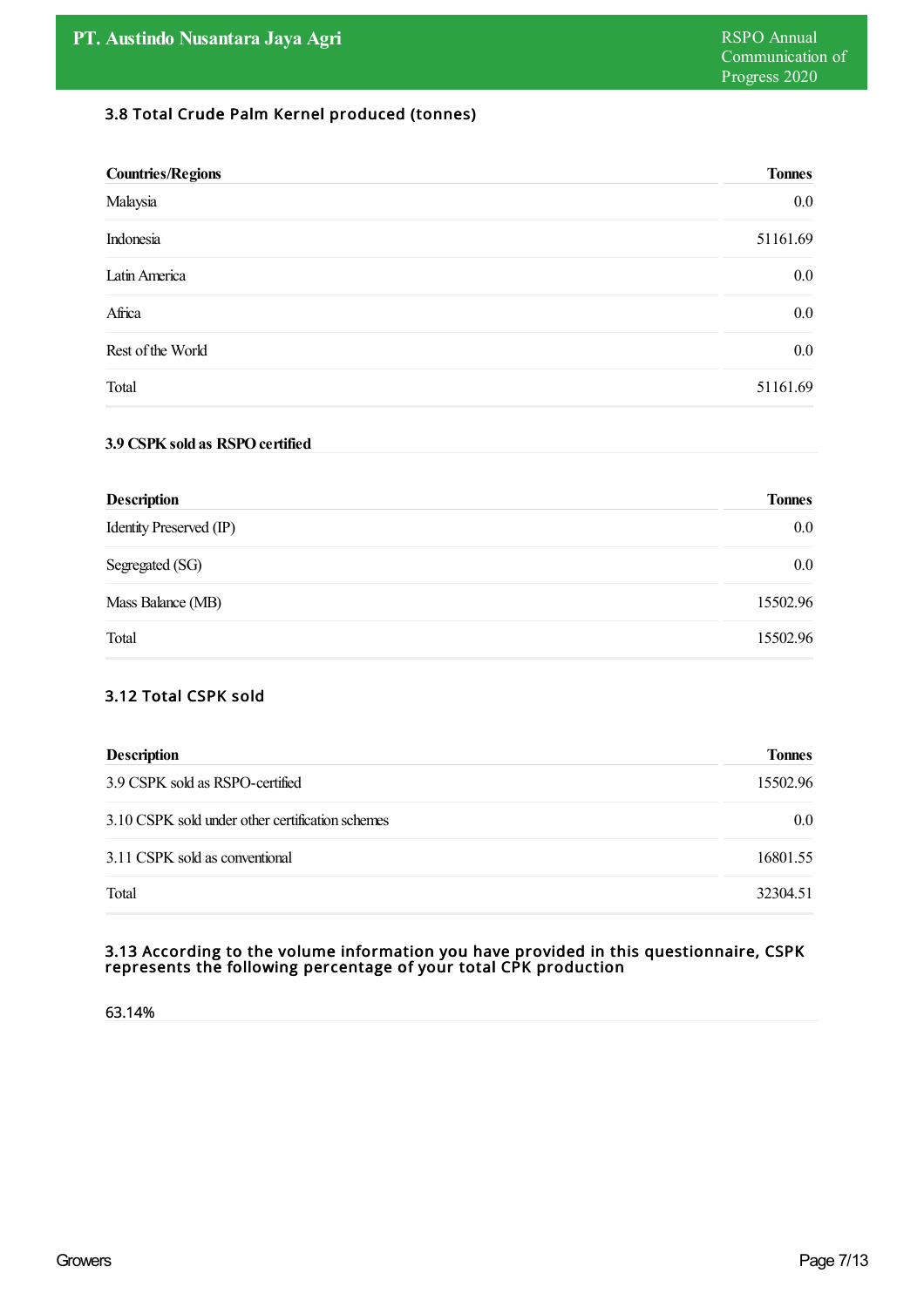### 3.8 Total Crude Palm Kernel produced (tonnes)

| Countries/Regions | Tonnes |
|---|---|
| Malaysia | 0.0 |
| Indonesia | 51161.69 |
| Latin America | 0.0 |
| Africa | 0.0 |
| Rest of the World | 0.0 |
| Total | 51161.69 |

### 3.9 CSPK sold as RSPO certified

| Description | Tonnes |
|---|---|
| Identity Preserved (IP) | 0.0 |
| Segregated (SG) | 0.0 |
| Mass Balance (MB) | 15502.96 |
| Total | 15502.96 |

### 3.12 Total CSPK sold

| Description | Tonnes |
|---|---|
| 3.9 CSPK sold as RSPO-certified | 15502.96 |
| 3.10 CSPK sold under other certification schemes | 0.0 |
| 3.11 CSPK sold as conventional | 16801.55 |
| Total | 32304.51 |

### 3.13 According to the volume information you have provided in this questionnaire, CSPK represents the following percentage of your total CPK production

63.14%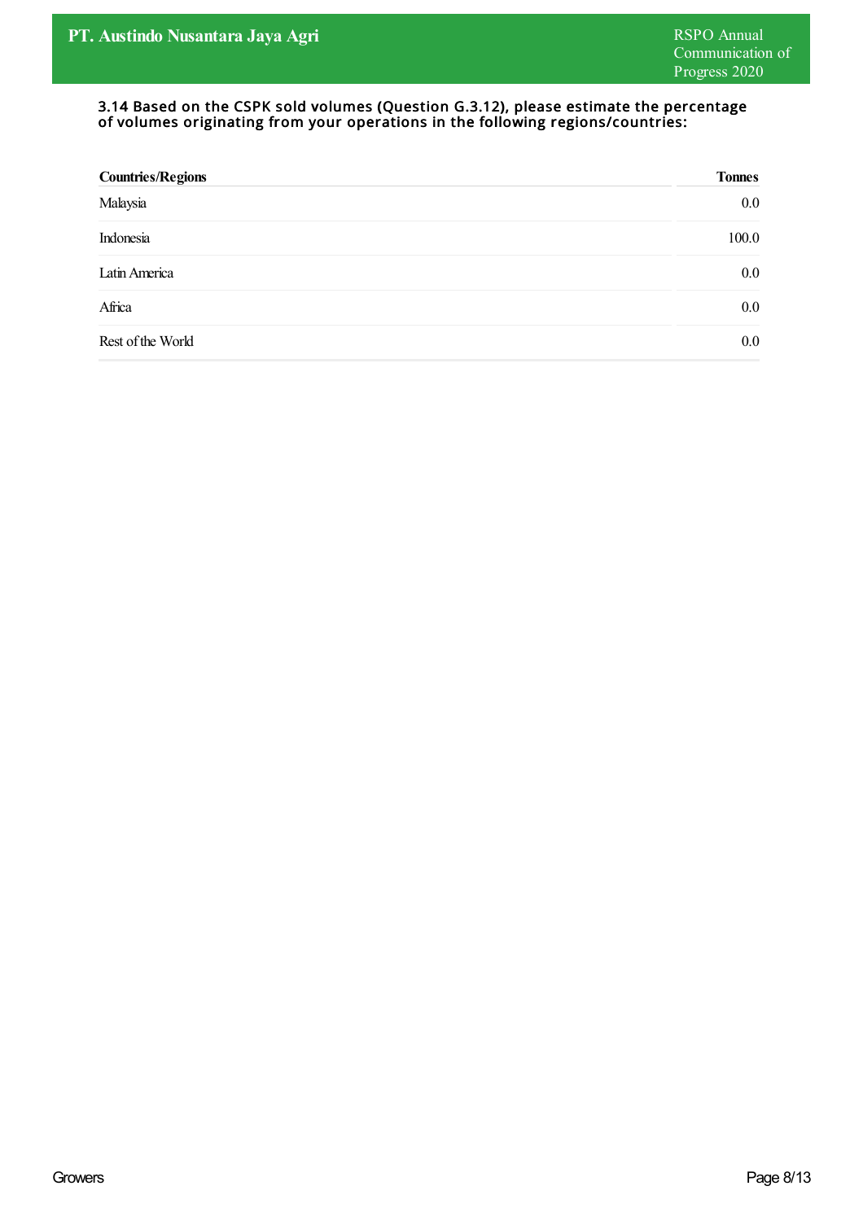### 3.14 Based on the CSPK sold volumes (Question G.3.12), please estimate the percentage of volumes originating from your operations in the following regions/countries:

| Countries/Regions | Tonnes |
|---|---|
| Malaysia | 0.0 |
| Indonesia | 100.0 |
| Latin America | 0.0 |
| Africa | 0.0 |
| Rest of the World | 0.0 |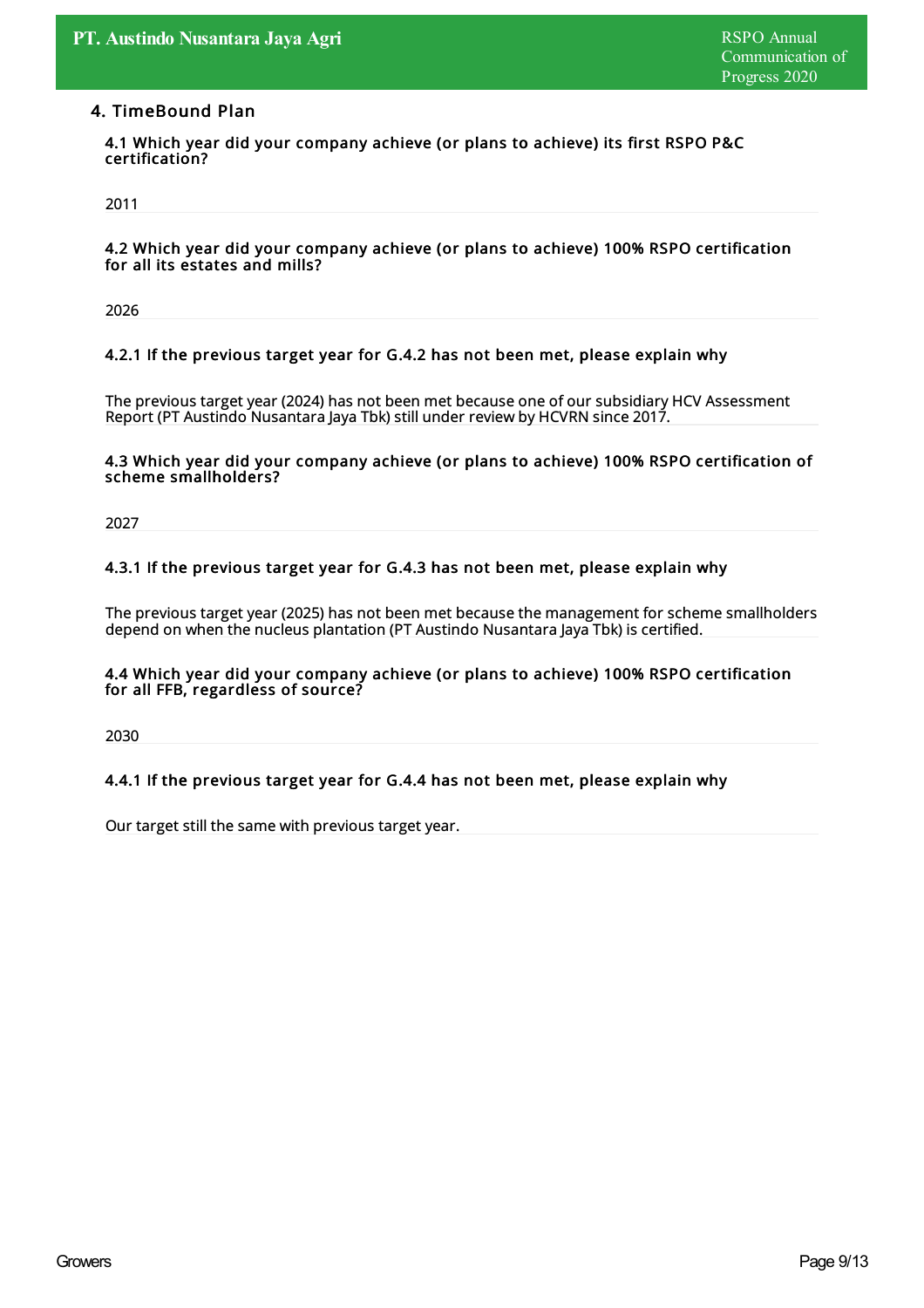## 4. TimeBound Plan

### 4.1 Which year did your company achieve (or plans to achieve) its first RSPO P&C certification?

2011

### 4.2 Which year did your company achieve (or plans to achieve) 100% RSPO certification for all its estates and mills?

2026

### 4.2.1 If the previous target year for G.4.2 has not been met, please explain why

The previous target year (2024) has not been met because one of our subsidiary HCV Assessment Report (PT Austindo Nusantara Jaya Tbk) still under review by HCVRN since 2017.

### 4.3 Which year did your company achieve (or plans to achieve) 100% RSPO certification of scheme smallholders?

2027

### 4.3.1 If the previous target year for G.4.3 has not been met, please explain why

The previous target year (2025) has not been met because the management for scheme smallholders depend on when the nucleus plantation (PT Austindo Nusantara Jaya Tbk) is certified.

### 4.4 Which year did your company achieve (or plans to achieve) 100% RSPO certification for all FFB, regardless of source?

2030

### 4.4.1 If the previous target year for G.4.4 has not been met, please explain why

Our target still the same with previous target year.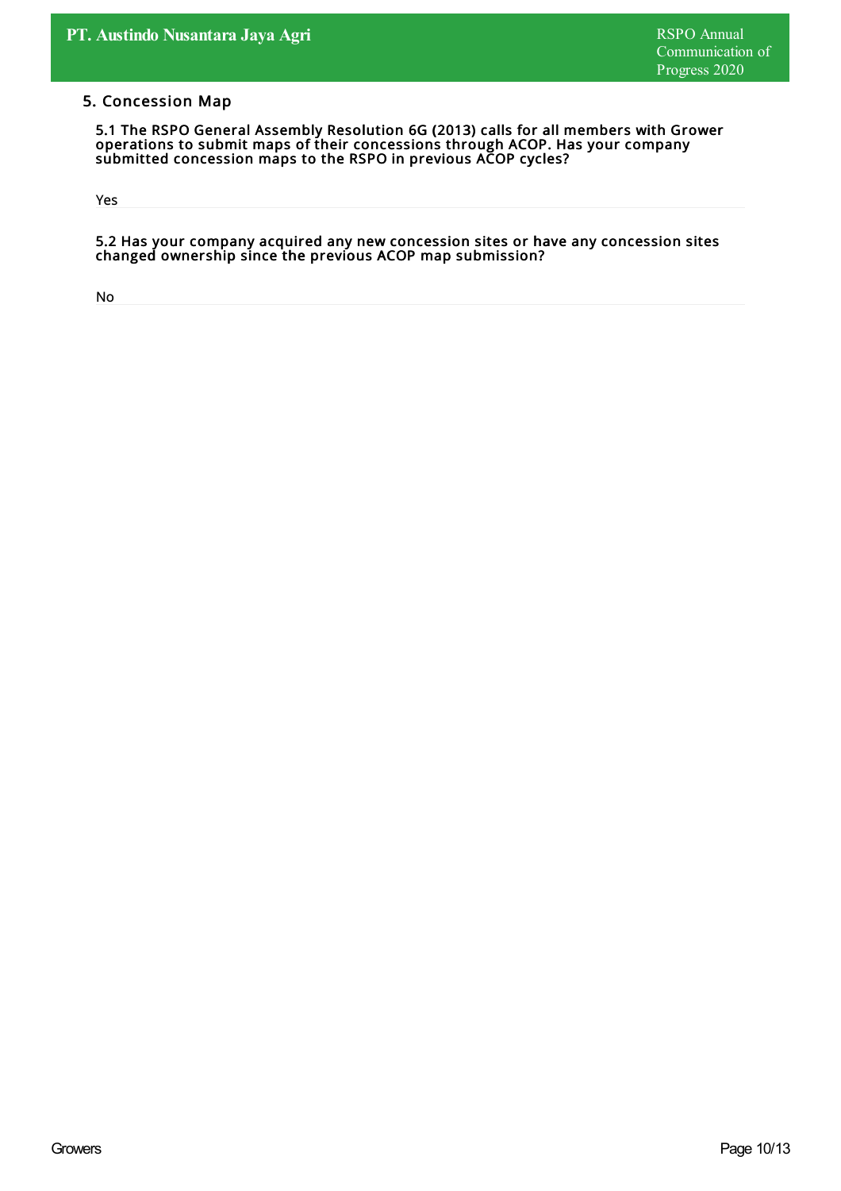## 5. Concession Map

**5.1 The RSPO General Assembly Resolution 6G (2013) calls for all members with Grower operations to submit maps of their concessions through ACOP. Has your company submitted concession maps to the RSPO in previous ACOP cycles?**

Yes

**5.2 Has your company acquired any new concession sites or have any concession sites changed ownership since the previous ACOP map submission?**

No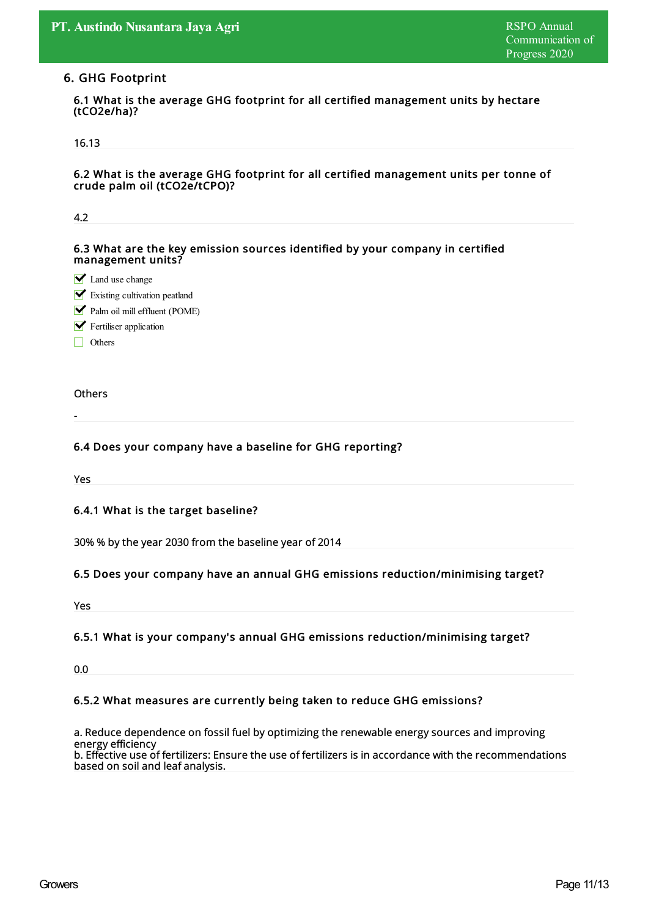## 6. GHG Footprint

**6.1 What is the average GHG footprint for all certified management units by hectare (tCO2e/ha)?**

16.13

**6.2 What is the average GHG footprint for all certified management units per tonne of crude palm oil (tCO2e/tCPO)?**

4.2

**6.3 What are the key emission sources identified by your company in certified management units?**

- [x] Land use change
- [x] Existing cultivation peatland
- [x] Palm oil mill effluent (POME)
- [x] Fertiliser application
- [ ] Others

Others

-

**6.4 Does your company have a baseline for GHG reporting?**

Yes

**6.4.1 What is the target baseline?**

30% % by the year 2030 from the baseline year of 2014

**6.5 Does your company have an annual GHG emissions reduction/minimising target?**

Yes

**6.5.1 What is your company's annual GHG emissions reduction/minimising target?**

0.0

**6.5.2 What measures are currently being taken to reduce GHG emissions?**

a. Reduce dependence on fossil fuel by optimizing the renewable energy sources and improving energy efficiency
b. Effective use of fertilizers: Ensure the use of fertilizers is in accordance with the recommendations based on soil and leaf analysis.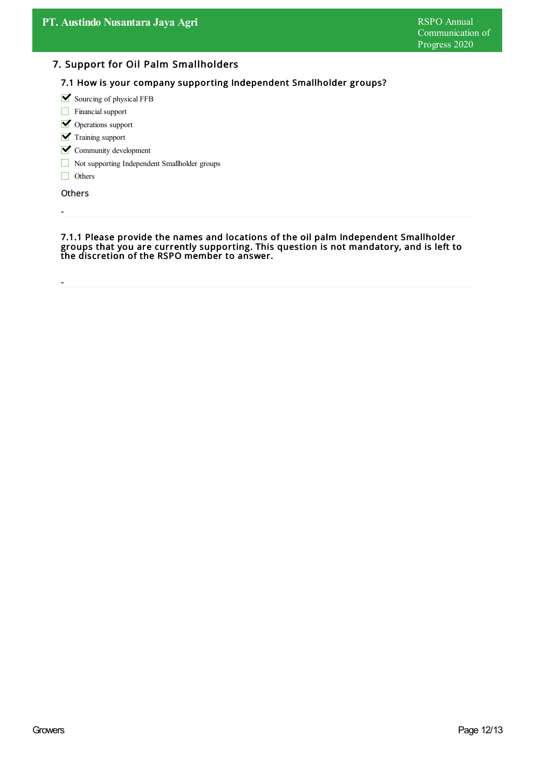## 7. Support for Oil Palm Smallholders

### 7.1 How is your company supporting Independent Smallholder groups?

- [x] Sourcing of physical FFB
- [ ] Financial support
- [x] Operations support
- [x] Training support
- [x] Community development
- [ ] Not supporting Independent Smallholder groups
- [ ] Others

Others

-

### 7.1.1 Please provide the names and locations of the oil palm Independent Smallholder groups that you are currently supporting. This question is not mandatory, and is left to the discretion of the RSPO member to answer.

-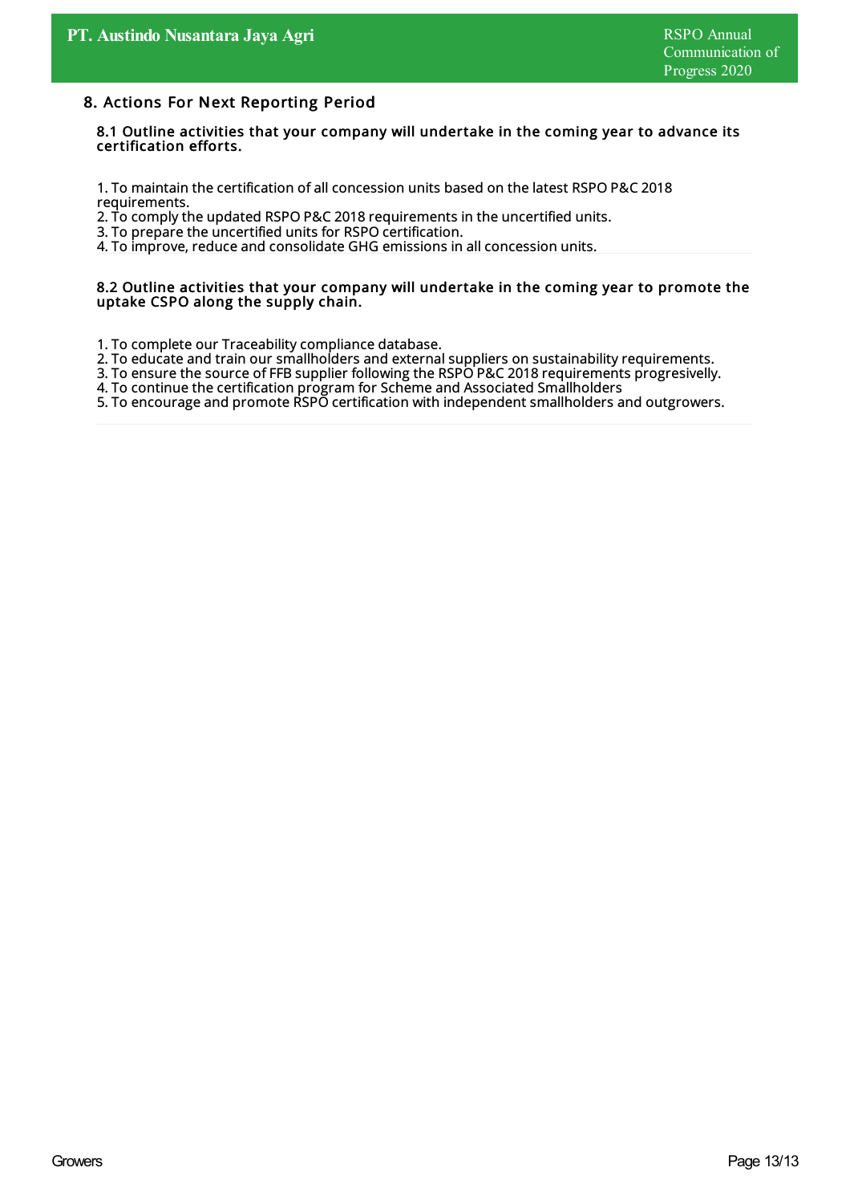## 8. Actions For Next Reporting Period

### 8.1 Outline activities that your company will undertake in the coming year to advance its certification efforts.

1. To maintain the certification of all concession units based on the latest RSPO P&C 2018 requirements.
2. To comply the updated RSPO P&C 2018 requirements in the uncertified units.
3. To prepare the uncertified units for RSPO certification.
4. To improve, reduce and consolidate GHG emissions in all concession units.

### 8.2 Outline activities that your company will undertake in the coming year to promote the uptake CSPO along the supply chain.

1. To complete our Traceability compliance database.
2. To educate and train our smallholders and external suppliers on sustainability requirements.
3. To ensure the source of FFB supplier following the RSPO P&C 2018 requirements progresivelly.
4. To continue the certification program for Scheme and Associated Smallholders
5. To encourage and promote RSPO certification with independent smallholders and outgrowers.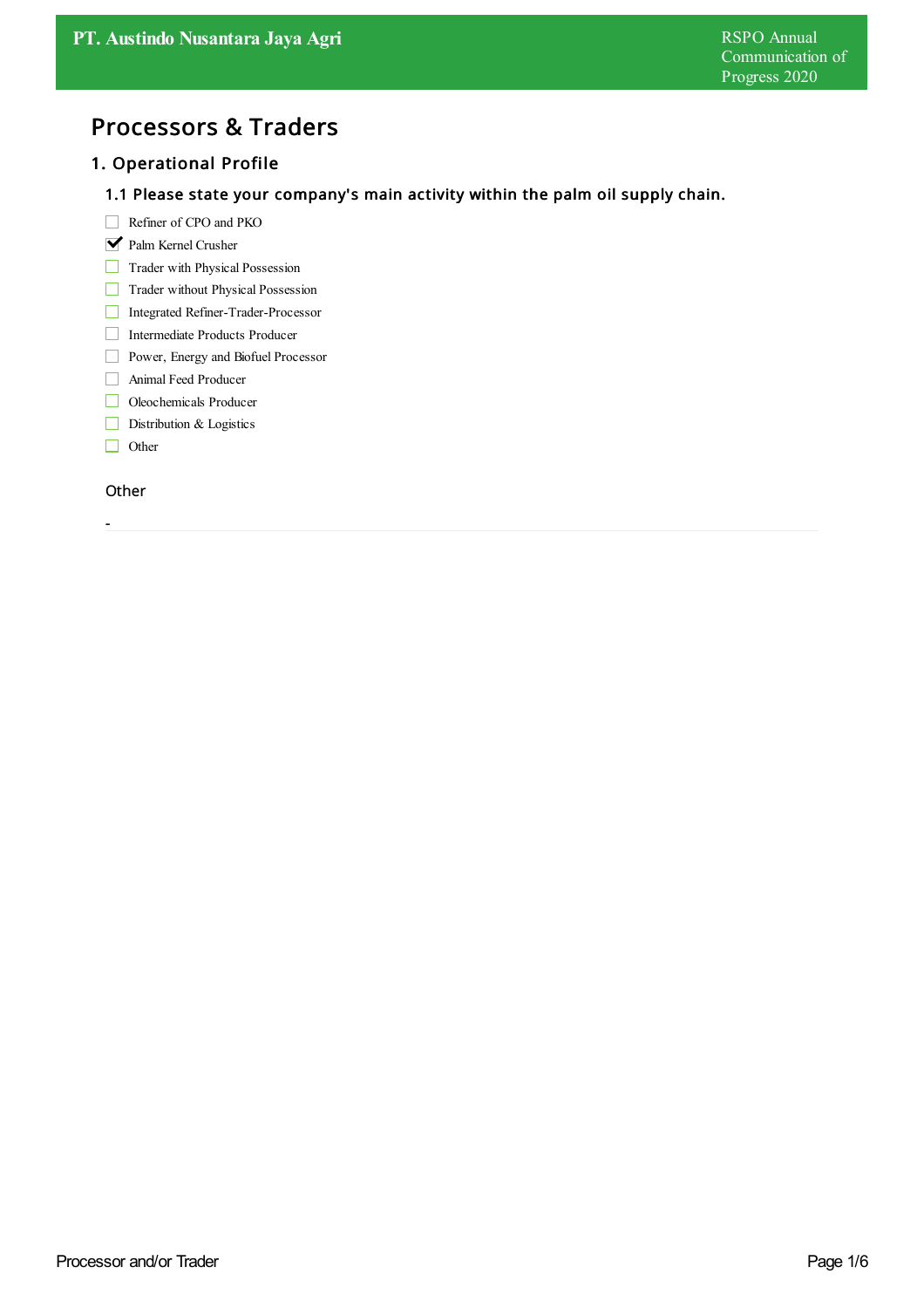# Processors & Traders

## 1. Operational Profile

### 1.1 Please state your company's main activity within the palm oil supply chain.

- [ ] Refiner of CPO and PKO
- [x] Palm Kernel Crusher
- [ ] Trader with Physical Possession
- [ ] Trader without Physical Possession
- [ ] Integrated Refiner-Trader-Processor
- [ ] Intermediate Products Producer
- [ ] Power, Energy and Biofuel Processor
- [ ] Animal Feed Producer
- [ ] Oleochemicals Producer
- [ ] Distribution & Logistics
- [ ] Other

Other

-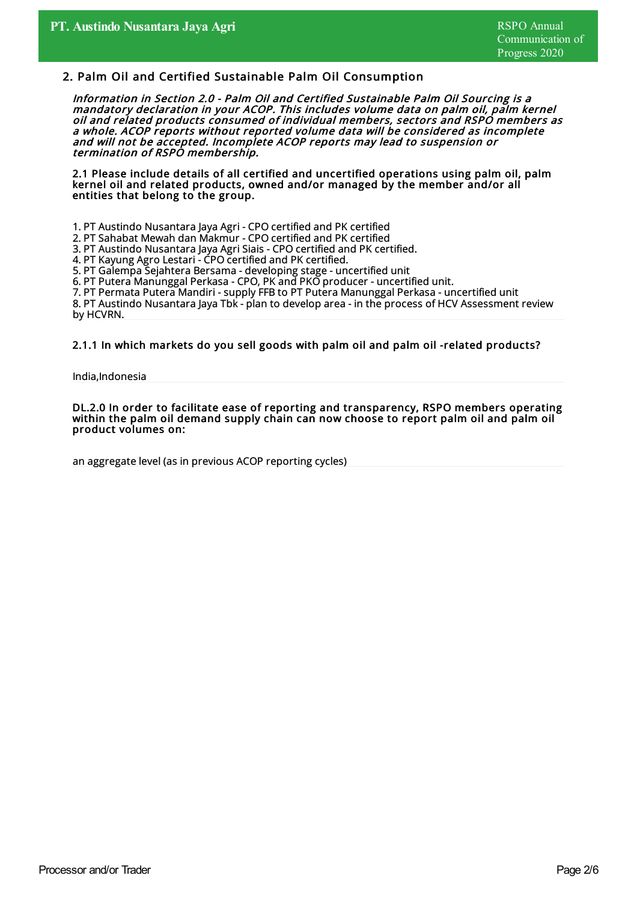## 2. Palm Oil and Certified Sustainable Palm Oil Consumption

***Information in Section 2.0 - Palm Oil and Certified Sustainable Palm Oil Sourcing is a mandatory declaration in your ACOP. This includes volume data on palm oil, palm kernel oil and related products consumed of individual members, sectors and RSPO members as a whole. ACOP reports without reported volume data will be considered as incomplete and will not be accepted. Incomplete ACOP reports may lead to suspension or termination of RSPO membership.***

**2.1 Please include details of all certified and uncertified operations using palm oil, palm kernel oil and related products, owned and/or managed by the member and/or all entities that belong to the group.**

1. PT Austindo Nusantara Jaya Agri - CPO certified and PK certified
2. PT Sahabat Mewah dan Makmur - CPO certified and PK certified
3. PT Austindo Nusantara Jaya Agri Siais - CPO certified and PK certified.
4. PT Kayung Agro Lestari - CPO certified and PK certified.
5. PT Galempa Sejahtera Bersama - developing stage - uncertified unit
6. PT Putera Manunggal Perkasa - CPO, PK and PKO producer - uncertified unit.
7. PT Permata Putera Mandiri - supply FFB to PT Putera Manunggal Perkasa - uncertified unit
8. PT Austindo Nusantara Jaya Tbk - plan to develop area - in the process of HCV Assessment review by HCVRN.

**2.1.1 In which markets do you sell goods with palm oil and palm oil -related products?**

India,Indonesia

**DL.2.0 In order to facilitate ease of reporting and transparency, RSPO members operating within the palm oil demand supply chain can now choose to report palm oil and palm oil product volumes on:**

an aggregate level (as in previous ACOP reporting cycles)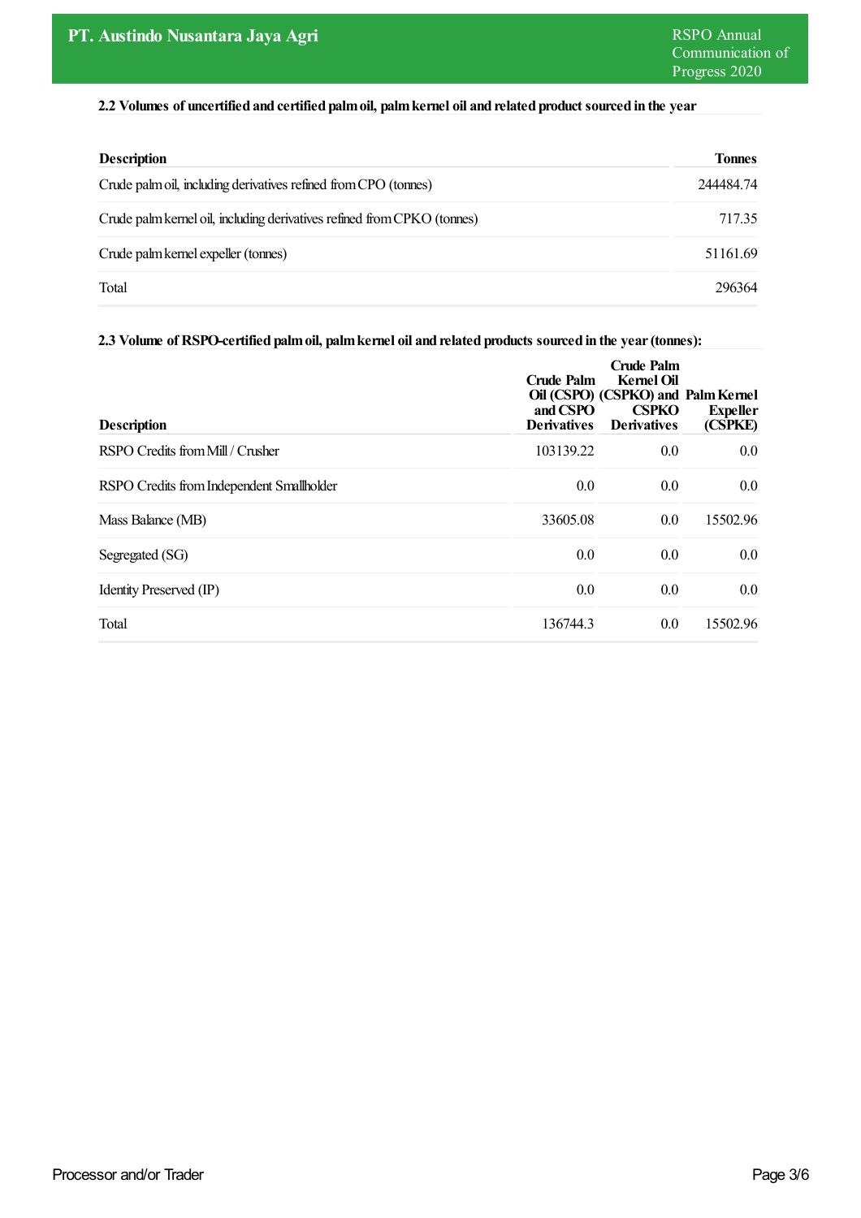### 2.2 Volumes of uncertified and certified palm oil, palm kernel oil and related product sourced in the year

| Description | Tonnes |
|---|---|
| Crude palm oil, including derivatives refined from CPO (tonnes) | 244484.74 |
| Crude palm kernel oil, including derivatives refined from CPKO (tonnes) | 717.35 |
| Crude palm kernel expeller (tonnes) | 51161.69 |
| Total | 296364 |

### 2.3 Volume of RSPO-certified palm oil, palm kernel oil and related products sourced in the year (tonnes):

| Description | Crude Palm Oil (CSPO) and CSPO Derivatives | Crude Palm Kernel Oil (CSPKO) and CSPKO Derivatives | Palm Kernel Expeller (CSPKE) |
|---|---|---|---|
| RSPO Credits from Mill / Crusher | 103139.22 | 0.0 | 0.0 |
| RSPO Credits from Independent Smallholder | 0.0 | 0.0 | 0.0 |
| Mass Balance (MB) | 33605.08 | 0.0 | 15502.96 |
| Segregated (SG) | 0.0 | 0.0 | 0.0 |
| Identity Preserved (IP) | 0.0 | 0.0 | 0.0 |
| Total | 136744.3 | 0.0 | 15502.96 |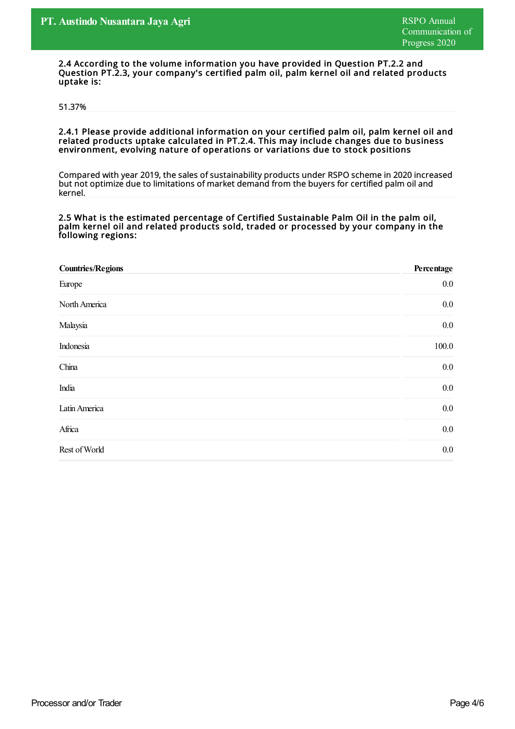**2.4 According to the volume information you have provided in Question PT.2.2 and Question PT.2.3, your company's certified palm oil, palm kernel oil and related products uptake is:**

51.37%

**2.4.1 Please provide additional information on your certified palm oil, palm kernel oil and related products uptake calculated in PT.2.4. This may include changes due to business environment, evolving nature of operations or variations due to stock positions**

Compared with year 2019, the sales of sustainability products under RSPO scheme in 2020 increased but not optimize due to limitations of market demand from the buyers for certified palm oil and kernel.

**2.5 What is the estimated percentage of Certified Sustainable Palm Oil in the palm oil, palm kernel oil and related products sold, traded or processed by your company in the following regions:**

| Countries/Regions | Percentage |
|---|---|
| Europe | 0.0 |
| North America | 0.0 |
| Malaysia | 0.0 |
| Indonesia | 100.0 |
| China | 0.0 |
| India | 0.0 |
| Latin America | 0.0 |
| Africa | 0.0 |
| Rest of World | 0.0 |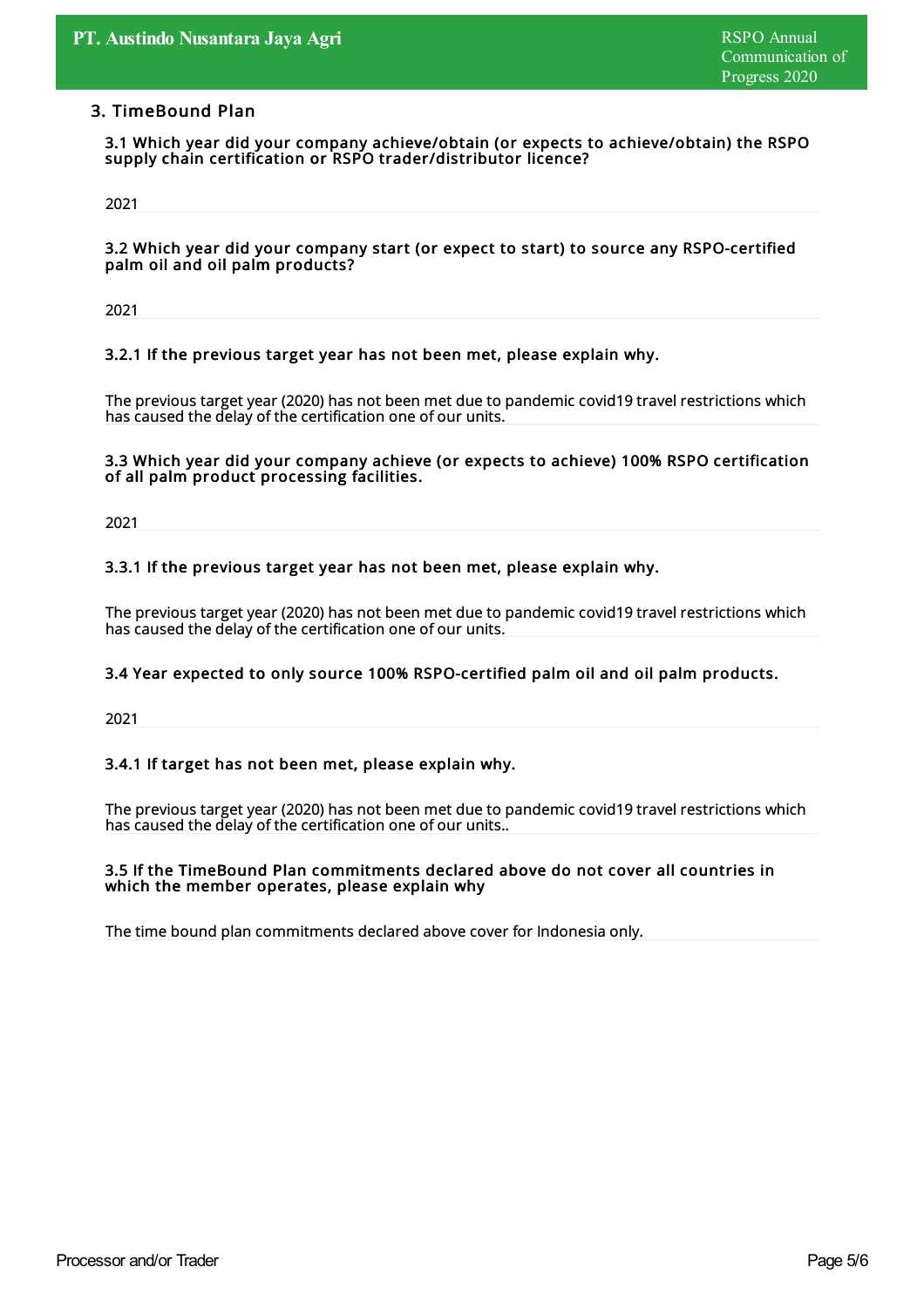## 3. TimeBound Plan

**3.1 Which year did your company achieve/obtain (or expects to achieve/obtain) the RSPO supply chain certification or RSPO trader/distributor licence?**

2021

**3.2 Which year did your company start (or expect to start) to source any RSPO-certified palm oil and oil palm products?**

2021

**3.2.1 If the previous target year has not been met, please explain why.**

The previous target year (2020) has not been met due to pandemic covid19 travel restrictions which has caused the delay of the certification one of our units.

**3.3 Which year did your company achieve (or expects to achieve) 100% RSPO certification of all palm product processing facilities.**

2021

**3.3.1 If the previous target year has not been met, please explain why.**

The previous target year (2020) has not been met due to pandemic covid19 travel restrictions which has caused the delay of the certification one of our units.

**3.4 Year expected to only source 100% RSPO-certified palm oil and oil palm products.**

2021

**3.4.1 If target has not been met, please explain why.**

The previous target year (2020) has not been met due to pandemic covid19 travel restrictions which has caused the delay of the certification one of our units..

**3.5 If the TimeBound Plan commitments declared above do not cover all countries in which the member operates, please explain why**

The time bound plan commitments declared above cover for Indonesia only.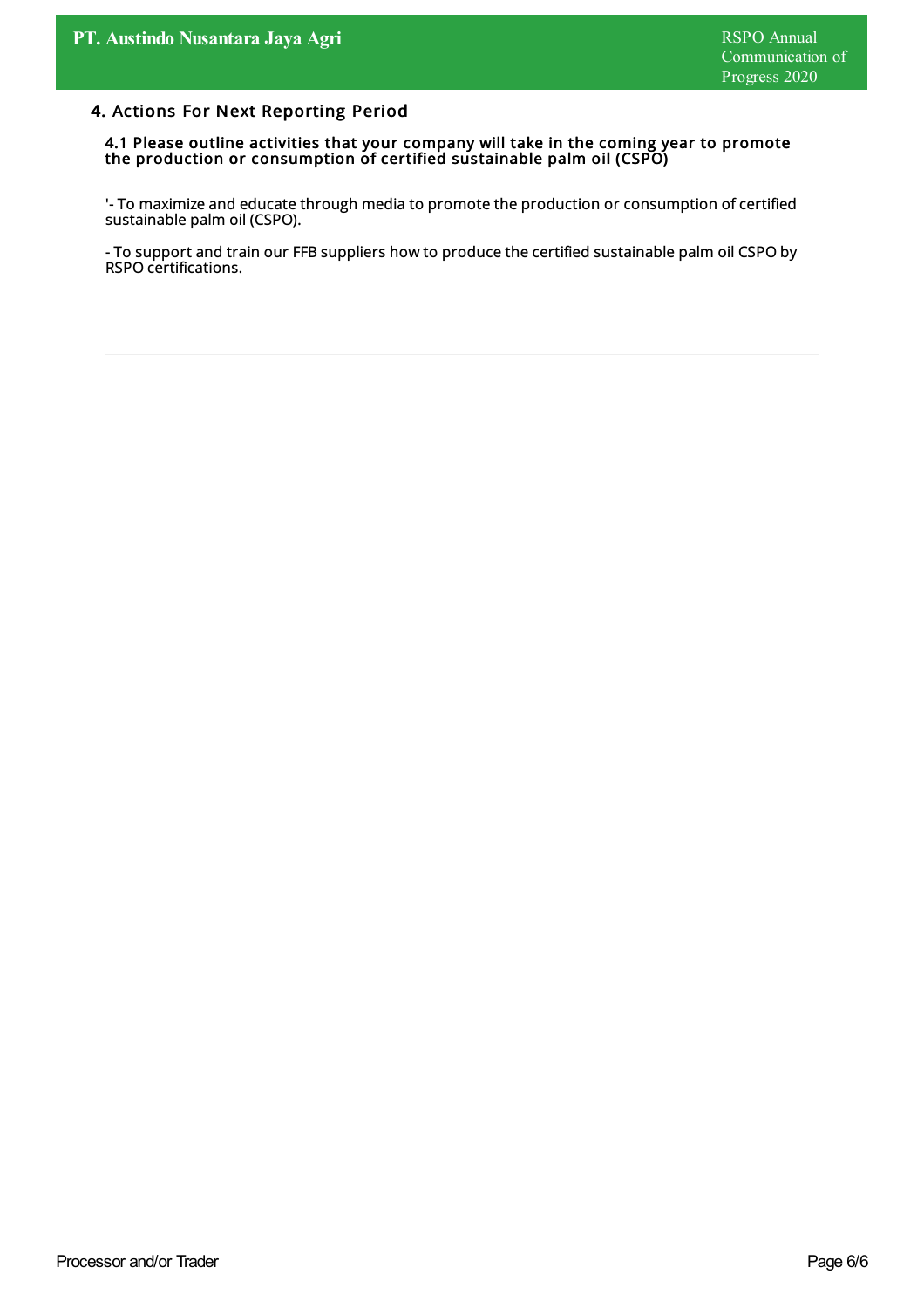## 4. Actions For Next Reporting Period

### 4.1 Please outline activities that your company will take in the coming year to promote the production or consumption of certified sustainable palm oil (CSPO)

'- To maximize and educate through media to promote the production or consumption of certified sustainable palm oil (CSPO).

- To support and train our FFB suppliers how to produce the certified sustainable palm oil CSPO by RSPO certifications.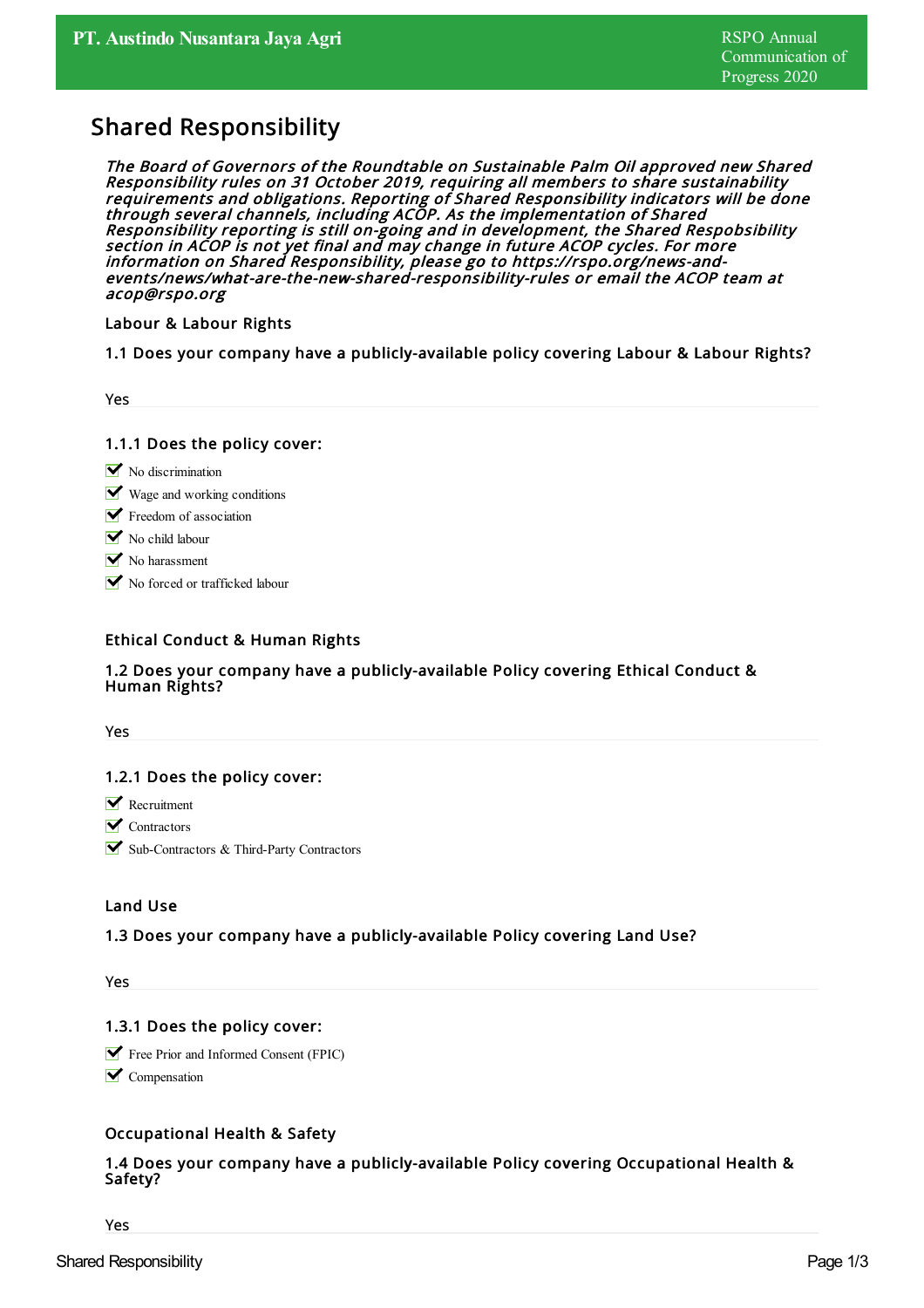## Shared Responsibility

*The Board of Governors of the Roundtable on Sustainable Palm Oil approved new Shared Responsibility rules on 31 October 2019, requiring all members to share sustainability requirements and obligations. Reporting of Shared Responsibility indicators will be done through several channels, including ACOP. As the implementation of Shared Responsibility reporting is still on-going and in development, the Shared Respobsibility section in ACOP is not yet final and may change in future ACOP cycles. For more information on Shared Responsibility, please go to https://rspo.org/news-and-events/news/what-are-the-new-shared-responsibility-rules or email the ACOP team at acop@rspo.org*

### Labour & Labour Rights

#### 1.1 Does your company have a publicly-available policy covering Labour & Labour Rights?

Yes

#### 1.1.1 Does the policy cover:

- ☑ No discrimination
- ☑ Wage and working conditions
- ☑ Freedom of association
- ☑ No child labour
- ☑ No harassment
- ☑ No forced or trafficked labour

### Ethical Conduct & Human Rights

#### 1.2 Does your company have a publicly-available Policy covering Ethical Conduct & Human Rights?

Yes

#### 1.2.1 Does the policy cover:

- ☑ Recruitment
- ☑ Contractors
- ☑ Sub-Contractors & Third-Party Contractors

### Land Use

#### 1.3 Does your company have a publicly-available Policy covering Land Use?

Yes

#### 1.3.1 Does the policy cover:

- ☑ Free Prior and Informed Consent (FPIC)
- ☑ Compensation

### Occupational Health & Safety

#### 1.4 Does your company have a publicly-available Policy covering Occupational Health & Safety?

Yes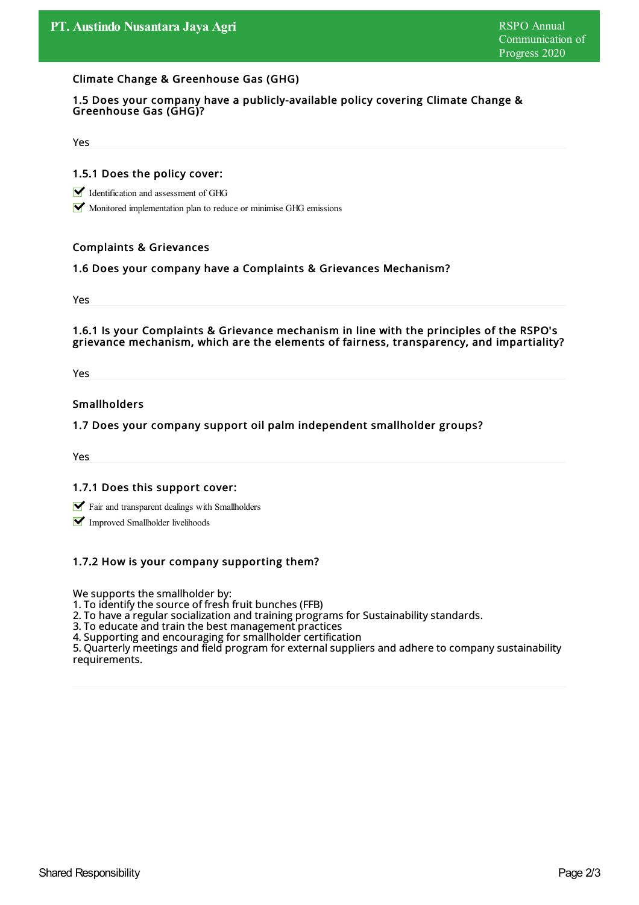## Climate Change & Greenhouse Gas (GHG)

### 1.5 Does your company have a publicly-available policy covering Climate Change & Greenhouse Gas (GHG)?

Yes

### 1.5.1 Does the policy cover:

- [x] Identification and assessment of GHG
- [x] Monitored implementation plan to reduce or minimise GHG emissions

## Complaints & Grievances

### 1.6 Does your company have a Complaints & Grievances Mechanism?

Yes

### 1.6.1 Is your Complaints & Grievance mechanism in line with the principles of the RSPO's grievance mechanism, which are the elements of fairness, transparency, and impartiality?

Yes

## Smallholders

### 1.7 Does your company support oil palm independent smallholder groups?

Yes

### 1.7.1 Does this support cover:

- [x] Fair and transparent dealings with Smallholders
- [x] Improved Smallholder livelihoods

### 1.7.2 How is your company supporting them?

We supports the smallholder by:
1. To identify the source of fresh fruit bunches (FFB)
2. To have a regular socialization and training programs for Sustainability standards.
3. To educate and train the best management practices
4. Supporting and encouraging for smallholder certification
5. Quarterly meetings and field program for external suppliers and adhere to company sustainability requirements.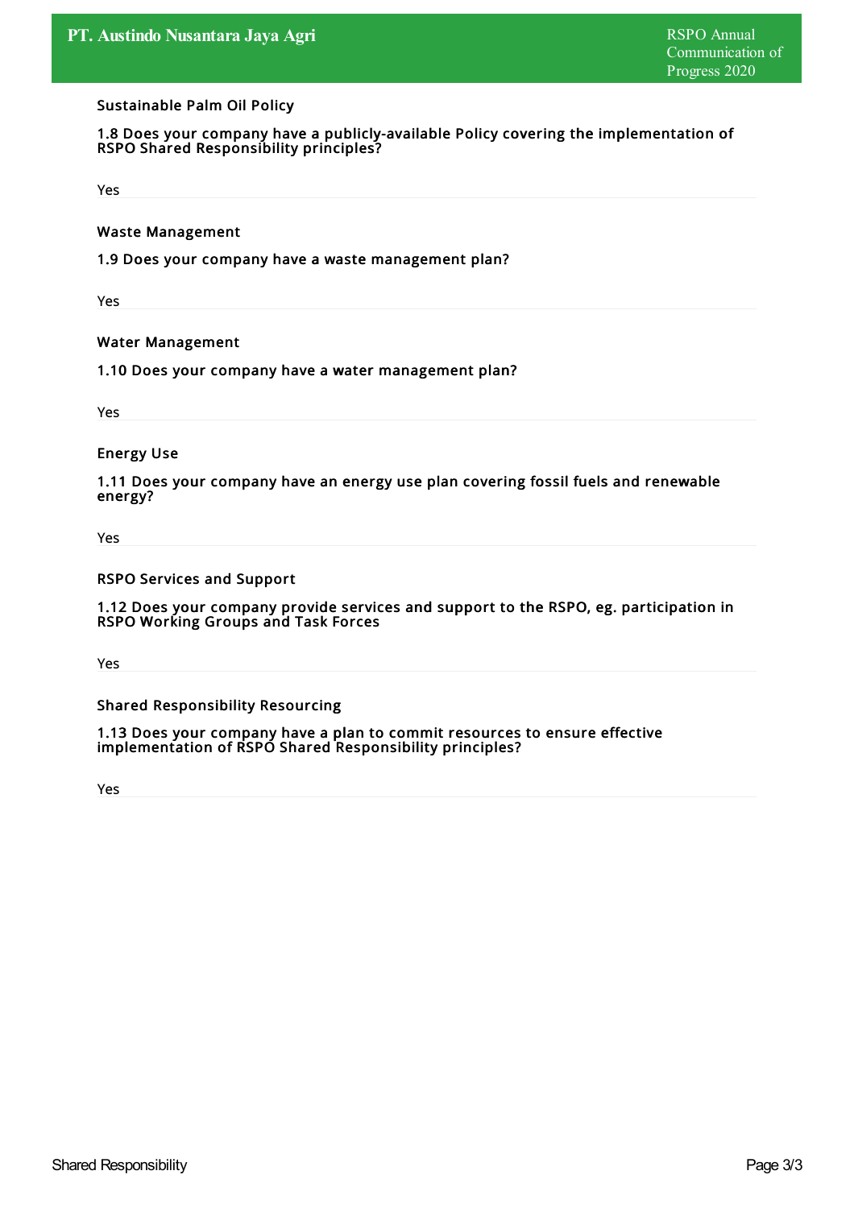### Sustainable Palm Oil Policy

**1.8 Does your company have a publicly-available Policy covering the implementation of RSPO Shared Responsibility principles?**

Yes

### Waste Management

**1.9 Does your company have a waste management plan?**

Yes

### Water Management

**1.10 Does your company have a water management plan?**

Yes

### Energy Use

**1.11 Does your company have an energy use plan covering fossil fuels and renewable energy?**

Yes

### RSPO Services and Support

**1.12 Does your company provide services and support to the RSPO, eg. participation in RSPO Working Groups and Task Forces**

Yes

### Shared Responsibility Resourcing

**1.13 Does your company have a plan to commit resources to ensure effective implementation of RSPO Shared Responsibility principles?**

Yes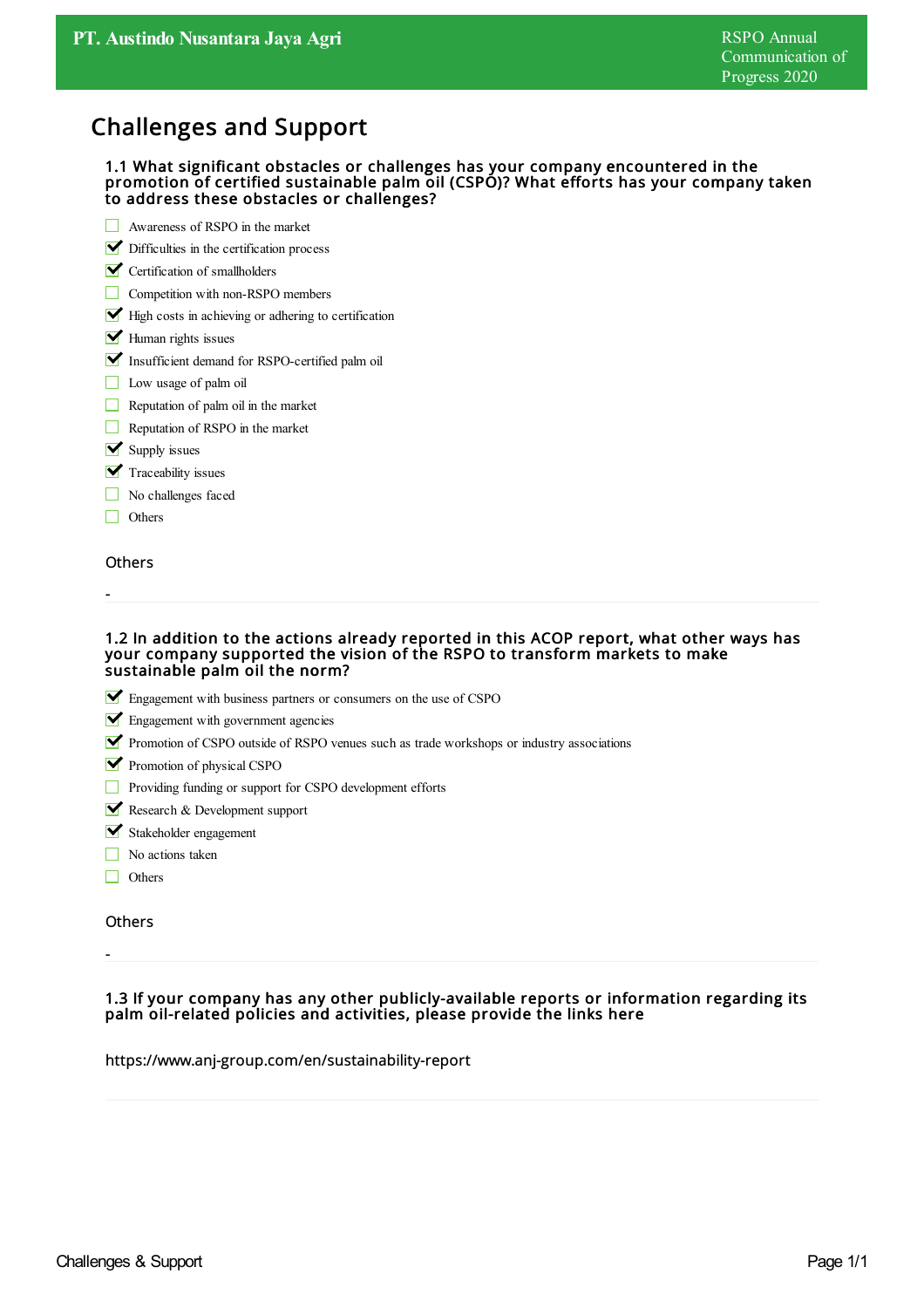# Challenges and Support

### 1.1 What significant obstacles or challenges has your company encountered in the promotion of certified sustainable palm oil (CSPO)? What efforts has your company taken to address these obstacles or challenges?

- [ ] Awareness of RSPO in the market
- [x] Difficulties in the certification process
- [x] Certification of smallholders
- [ ] Competition with non-RSPO members
- [x] High costs in achieving or adhering to certification
- [x] Human rights issues
- [x] Insufficient demand for RSPO-certified palm oil
- [ ] Low usage of palm oil
- [ ] Reputation of palm oil in the market
- [ ] Reputation of RSPO in the market
- [x] Supply issues
- [x] Traceability issues
- [ ] No challenges faced
- [ ] Others

#### Others

-

### 1.2 In addition to the actions already reported in this ACOP report, what other ways has your company supported the vision of the RSPO to transform markets to make sustainable palm oil the norm?

- [x] Engagement with business partners or consumers on the use of CSPO
- [x] Engagement with government agencies
- [x] Promotion of CSPO outside of RSPO venues such as trade workshops or industry associations
- [x] Promotion of physical CSPO
- [ ] Providing funding or support for CSPO development efforts
- [x] Research & Development support
- [x] Stakeholder engagement
- [ ] No actions taken
- [ ] Others

#### Others

-

### 1.3 If your company has any other publicly-available reports or information regarding its palm oil-related policies and activities, please provide the links here

https://www.anj-group.com/en/sustainability-report